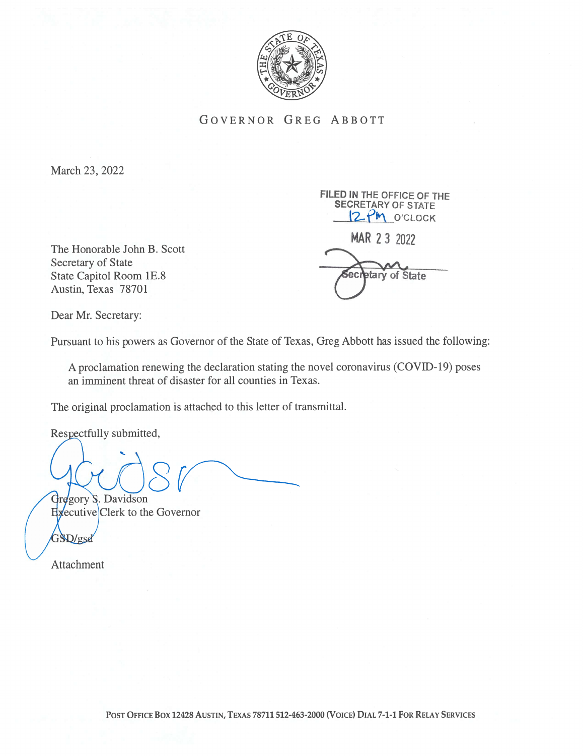GOVERNOR GREG ABBOTT

March 23, 2022

FILED IN THE OFFICE OF THE SECRETARY OF STATE
12 PM O'CLOCK

MAR 23 2022

Secretary of State

The Honorable John B. Scott
Secretary of State
State Capitol Room 1E.8
Austin, Texas 78701

Dear Mr. Secretary:

Pursuant to his powers as Governor of the State of Texas, Greg Abbott has issued the following:

> A proclamation renewing the declaration stating the novel coronavirus (COVID-19) poses an imminent threat of disaster for all counties in Texas.

The original proclamation is attached to this letter of transmittal.

Respectfully submitted,

Gregory S. Davidson
Executive Clerk to the Governor

GSD/gsd

Attachment

POST OFFICE BOX 12428 AUSTIN, TEXAS 78711 512-463-2000 (VOICE) DIAL 7-1-1 FOR RELAY SERVICES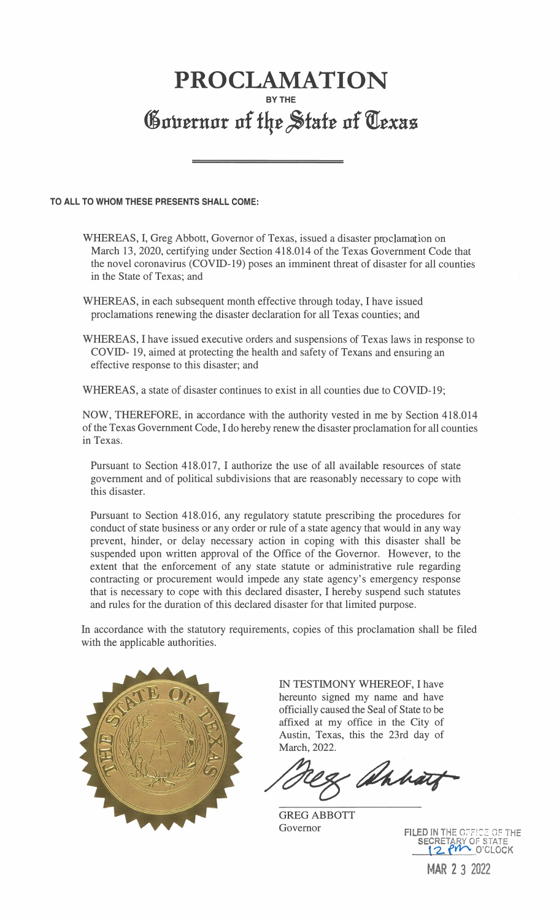# PROCLAMATION

**BY THE**

## Governor of the State of Texas

**TO ALL TO WHOM THESE PRESENTS SHALL COME:**

WHEREAS, I, Greg Abbott, Governor of Texas, issued a disaster proclamation on March 13, 2020, certifying under Section 418.014 of the Texas Government Code that the novel coronavirus (COVID-19) poses an imminent threat of disaster for all counties in the State of Texas; and

WHEREAS, in each subsequent month effective through today, I have issued proclamations renewing the disaster declaration for all Texas counties; and

WHEREAS, I have issued executive orders and suspensions of Texas laws in response to COVID- 19, aimed at protecting the health and safety of Texans and ensuring an effective response to this disaster; and

WHEREAS, a state of disaster continues to exist in all counties due to COVID-19;

NOW, THEREFORE, in accordance with the authority vested in me by Section 418.014 of the Texas Government Code, I do hereby renew the disaster proclamation for all counties in Texas.

Pursuant to Section 418.017, I authorize the use of all available resources of state government and of political subdivisions that are reasonably necessary to cope with this disaster.

Pursuant to Section 418.016, any regulatory statute prescribing the procedures for conduct of state business or any order or rule of a state agency that would in any way prevent, hinder, or delay necessary action in coping with this disaster shall be suspended upon written approval of the Office of the Governor. However, to the extent that the enforcement of any state statute or administrative rule regarding contracting or procurement would impede any state agency's emergency response that is necessary to cope with this declared disaster, I hereby suspend such statutes and rules for the duration of this declared disaster for that limited purpose.

In accordance with the statutory requirements, copies of this proclamation shall be filed with the applicable authorities.

IN TESTIMONY WHEREOF, I have hereunto signed my name and have officially caused the Seal of State to be affixed at my office in the City of Austin, Texas, this the 23rd day of March, 2022.

Greg Abbott

GREG ABBOTT
Governor

FILED IN THE OFFICE OF THE SECRETARY OF STATE
12 pm O'CLOCK

MAR 2 3 2022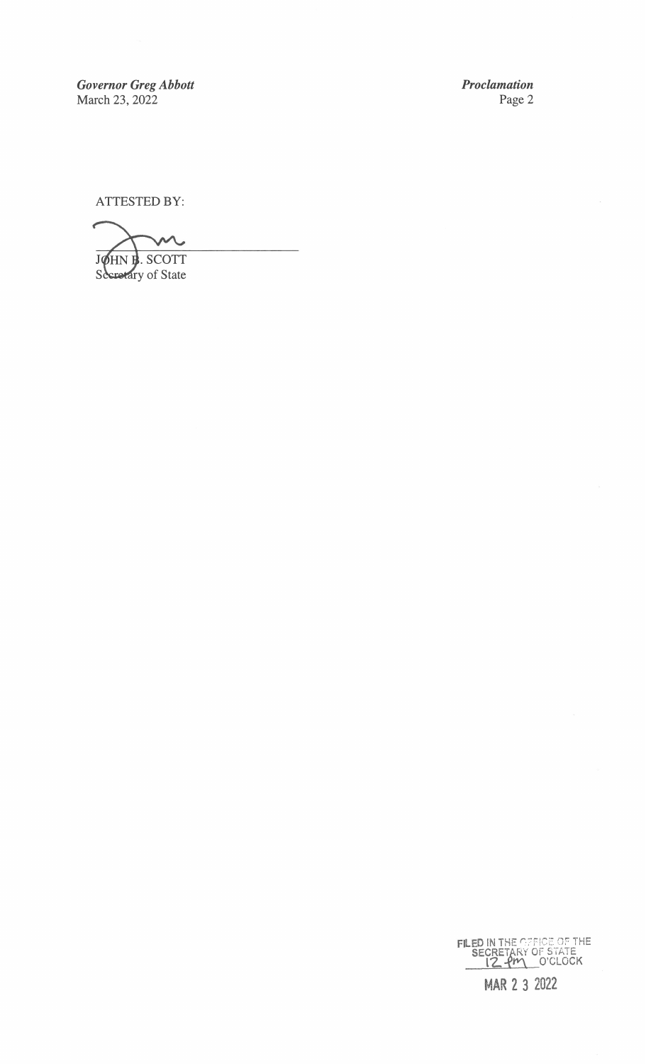ATTESTED BY:

\_\_\_\_\_\_\_\_\_\_\_\_\_\_\_\_\_\_\_\_\_\_\_\_\_\_\_\_\_\_

JOHN B. SCOTT
Secretary of State

FILED IN THE OFFICE OF THE SECRETARY OF STATE
12 pm O'CLOCK

MAR 23 2022